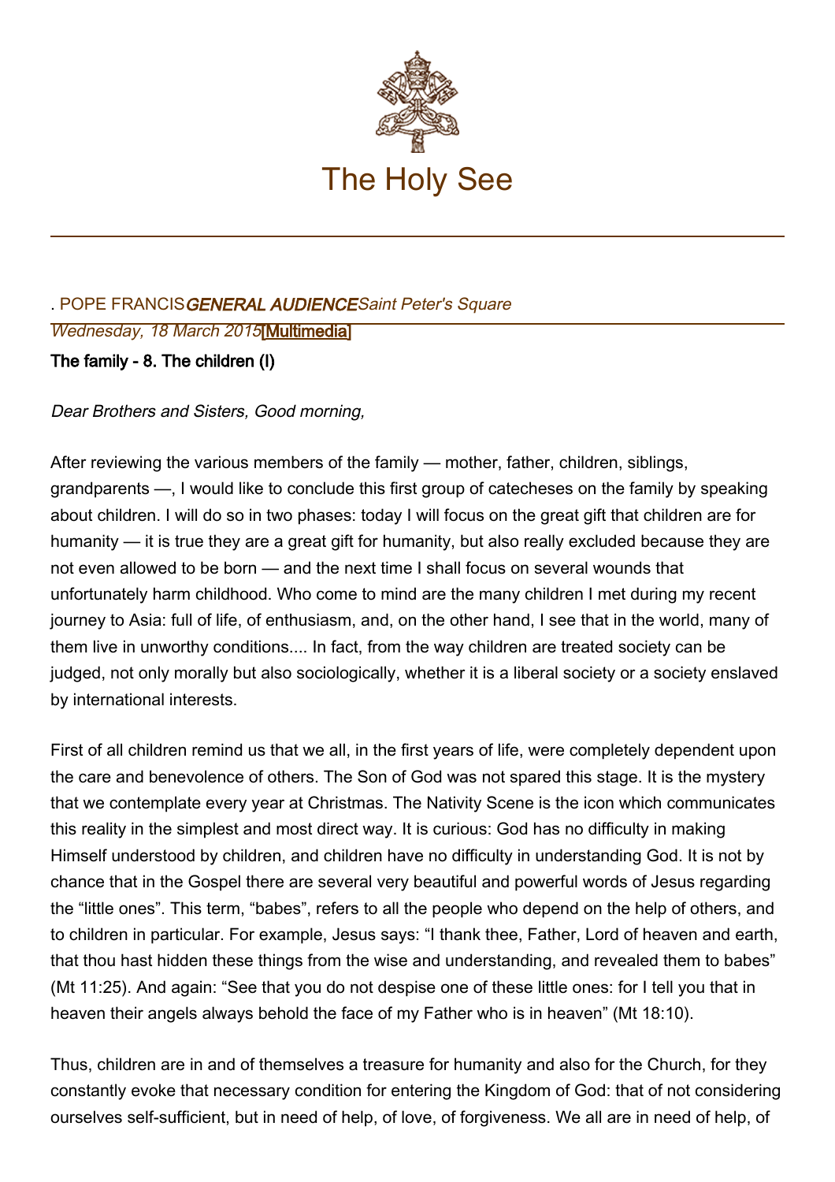# The Holy See

. POPE FRANCIS *GENERAL AUDIENCE* *Saint Peter's Square*

*Wednesday, 18 March 2015* [Multimedia]

**The family - 8. The children (I)**

*Dear Brothers and Sisters, Good morning,*

After reviewing the various members of the family — mother, father, children, siblings, grandparents —, I would like to conclude this first group of catecheses on the family by speaking about children. I will do so in two phases: today I will focus on the great gift that children are for humanity — it is true they are a great gift for humanity, but also really excluded because they are not even allowed to be born — and the next time I shall focus on several wounds that unfortunately harm childhood. Who come to mind are the many children I met during my recent journey to Asia: full of life, of enthusiasm, and, on the other hand, I see that in the world, many of them live in unworthy conditions.... In fact, from the way children are treated society can be judged, not only morally but also sociologically, whether it is a liberal society or a society enslaved by international interests.

First of all children remind us that we all, in the first years of life, were completely dependent upon the care and benevolence of others. The Son of God was not spared this stage. It is the mystery that we contemplate every year at Christmas. The Nativity Scene is the icon which communicates this reality in the simplest and most direct way. It is curious: God has no difficulty in making Himself understood by children, and children have no difficulty in understanding God. It is not by chance that in the Gospel there are several very beautiful and powerful words of Jesus regarding the "little ones". This term, "babes", refers to all the people who depend on the help of others, and to children in particular. For example, Jesus says: "I thank thee, Father, Lord of heaven and earth, that thou hast hidden these things from the wise and understanding, and revealed them to babes" (Mt 11:25). And again: "See that you do not despise one of these little ones: for I tell you that in heaven their angels always behold the face of my Father who is in heaven" (Mt 18:10).

Thus, children are in and of themselves a treasure for humanity and also for the Church, for they constantly evoke that necessary condition for entering the Kingdom of God: that of not considering ourselves self-sufficient, but in need of help, of love, of forgiveness. We all are in need of help, of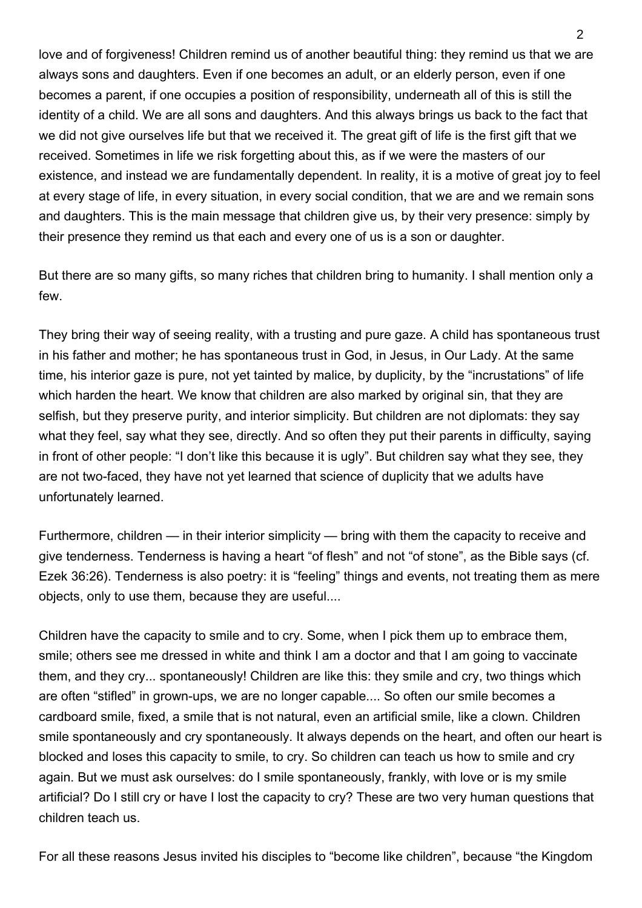love and of forgiveness! Children remind us of another beautiful thing: they remind us that we are always sons and daughters. Even if one becomes an adult, or an elderly person, even if one becomes a parent, if one occupies a position of responsibility, underneath all of this is still the identity of a child. We are all sons and daughters. And this always brings us back to the fact that we did not give ourselves life but that we received it. The great gift of life is the first gift that we received. Sometimes in life we risk forgetting about this, as if we were the masters of our existence, and instead we are fundamentally dependent. In reality, it is a motive of great joy to feel at every stage of life, in every situation, in every social condition, that we are and we remain sons and daughters. This is the main message that children give us, by their very presence: simply by their presence they remind us that each and every one of us is a son or daughter.

But there are so many gifts, so many riches that children bring to humanity. I shall mention only a few.

They bring their way of seeing reality, with a trusting and pure gaze. A child has spontaneous trust in his father and mother; he has spontaneous trust in God, in Jesus, in Our Lady. At the same time, his interior gaze is pure, not yet tainted by malice, by duplicity, by the “incrustations” of life which harden the heart. We know that children are also marked by original sin, that they are selfish, but they preserve purity, and interior simplicity. But children are not diplomats: they say what they feel, say what they see, directly. And so often they put their parents in difficulty, saying in front of other people: “I don’t like this because it is ugly”. But children say what they see, they are not two-faced, they have not yet learned that science of duplicity that we adults have unfortunately learned.

Furthermore, children — in their interior simplicity — bring with them the capacity to receive and give tenderness. Tenderness is having a heart “of flesh” and not “of stone”, as the Bible says (cf. Ezek 36:26). Tenderness is also poetry: it is “feeling” things and events, not treating them as mere objects, only to use them, because they are useful....

Children have the capacity to smile and to cry. Some, when I pick them up to embrace them, smile; others see me dressed in white and think I am a doctor and that I am going to vaccinate them, and they cry... spontaneously! Children are like this: they smile and cry, two things which are often “stifled” in grown-ups, we are no longer capable.... So often our smile becomes a cardboard smile, fixed, a smile that is not natural, even an artificial smile, like a clown. Children smile spontaneously and cry spontaneously. It always depends on the heart, and often our heart is blocked and loses this capacity to smile, to cry. So children can teach us how to smile and cry again. But we must ask ourselves: do I smile spontaneously, frankly, with love or is my smile artificial? Do I still cry or have I lost the capacity to cry? These are two very human questions that children teach us.

For all these reasons Jesus invited his disciples to “become like children”, because “the Kingdom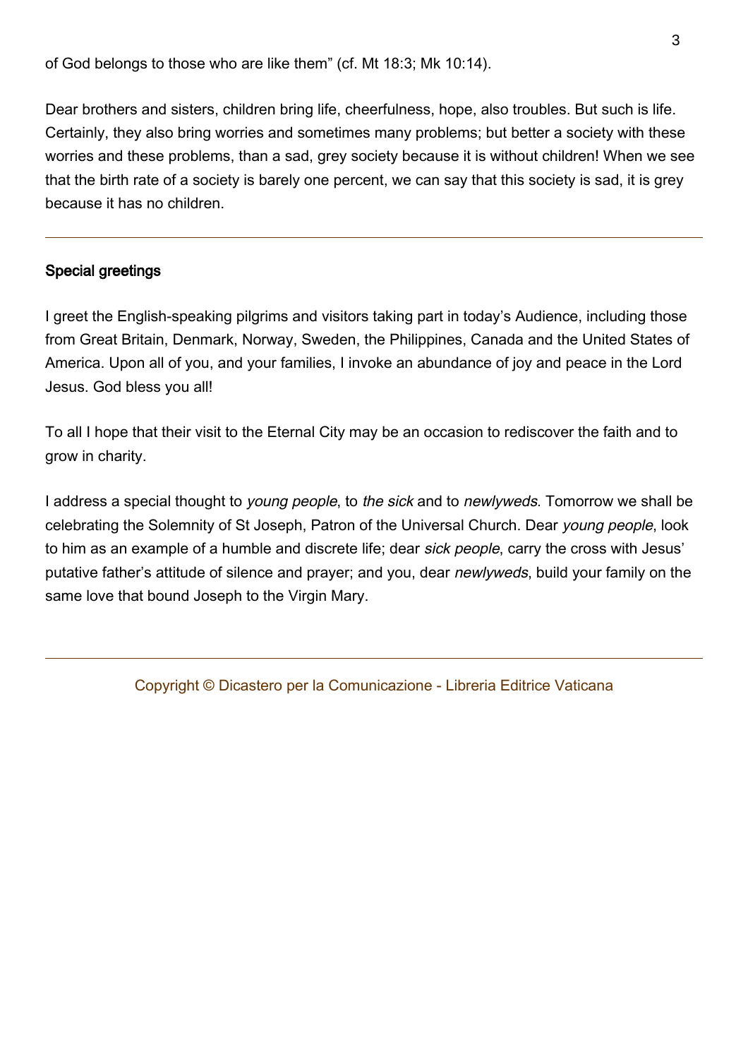of God belongs to those who are like them" (cf. Mt 18:3; Mk 10:14).

Dear brothers and sisters, children bring life, cheerfulness, hope, also troubles. But such is life. Certainly, they also bring worries and sometimes many problems; but better a society with these worries and these problems, than a sad, grey society because it is without children! When we see that the birth rate of a society is barely one percent, we can say that this society is sad, it is grey because it has no children.

---

**Special greetings**

I greet the English-speaking pilgrims and visitors taking part in today's Audience, including those from Great Britain, Denmark, Norway, Sweden, the Philippines, Canada and the United States of America. Upon all of you, and your families, I invoke an abundance of joy and peace in the Lord Jesus. God bless you all!

To all I hope that their visit to the Eternal City may be an occasion to rediscover the faith and to grow in charity.

I address a special thought to *young people*, to *the sick* and to *newlyweds*. Tomorrow we shall be celebrating the Solemnity of St Joseph, Patron of the Universal Church. Dear *young people*, look to him as an example of a humble and discrete life; dear *sick people*, carry the cross with Jesus' putative father's attitude of silence and prayer; and you, dear *newlyweds*, build your family on the same love that bound Joseph to the Virgin Mary.

---

Copyright © Dicastero per la Comunicazione - Libreria Editrice Vaticana